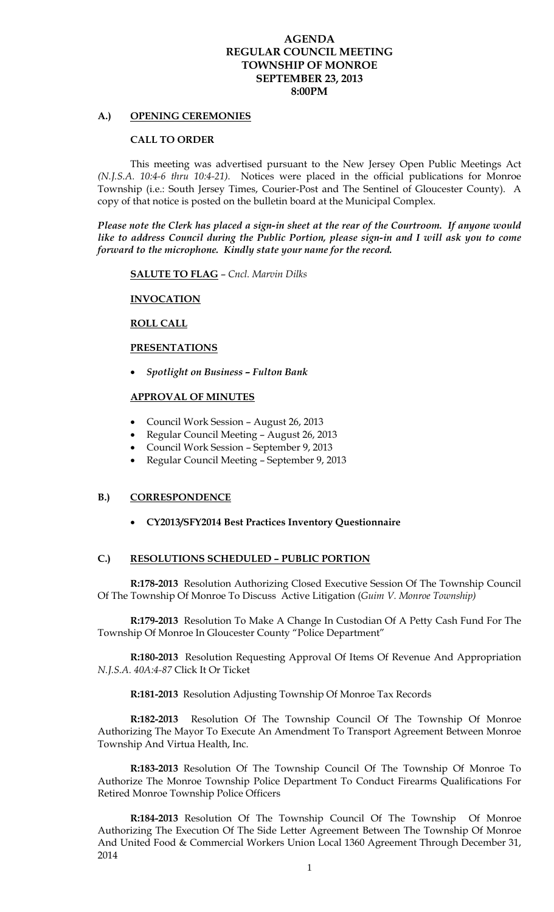# AGENDA
# REGULAR COUNCIL MEETING
# TOWNSHIP OF MONROE
# SEPTEMBER 23, 2013
# 8:00PM

## A.) OPENING CEREMONIES

### CALL TO ORDER

This meeting was advertised pursuant to the New Jersey Open Public Meetings Act *(N.J.S.A. 10:4-6 thru 10:4-21)*. Notices were placed in the official publications for Monroe Township (i.e.: South Jersey Times, Courier-Post and The Sentinel of Gloucester County). A copy of that notice is posted on the bulletin board at the Municipal Complex.

***Please note the Clerk has placed a sign-in sheet at the rear of the Courtroom. If anyone would like to address Council during the Public Portion, please sign-in and I will ask you to come forward to the microphone. Kindly state your name for the record.***

**SALUTE TO FLAG** – *Cncl. Marvin Dilks*

**INVOCATION**

**ROLL CALL**

**PRESENTATIONS**

- ***Spotlight on Business – Fulton Bank***

**APPROVAL OF MINUTES**

- Council Work Session – August 26, 2013
- Regular Council Meeting – August 26, 2013
- Council Work Session – September 9, 2013
- Regular Council Meeting – September 9, 2013

## B.) CORRESPONDENCE

- **CY2013/SFY2014 Best Practices Inventory Questionnaire**

## C.) RESOLUTIONS SCHEDULED – PUBLIC PORTION

**R:178-2013** Resolution Authorizing Closed Executive Session Of The Township Council Of The Township Of Monroe To Discuss Active Litigation (*Guim V. Monroe Township)*

**R:179-2013** Resolution To Make A Change In Custodian Of A Petty Cash Fund For The Township Of Monroe In Gloucester County "Police Department"

**R:180-2013** Resolution Requesting Approval Of Items Of Revenue And Appropriation *N.J.S.A. 40A:4-87* Click It Or Ticket

**R:181-2013** Resolution Adjusting Township Of Monroe Tax Records

**R:182-2013** Resolution Of The Township Council Of The Township Of Monroe Authorizing The Mayor To Execute An Amendment To Transport Agreement Between Monroe Township And Virtua Health, Inc.

**R:183-2013** Resolution Of The Township Council Of The Township Of Monroe To Authorize The Monroe Township Police Department To Conduct Firearms Qualifications For Retired Monroe Township Police Officers

**R:184-2013** Resolution Of The Township Council Of The Township Of Monroe Authorizing The Execution Of The Side Letter Agreement Between The Township Of Monroe And United Food & Commercial Workers Union Local 1360 Agreement Through December 31, 2014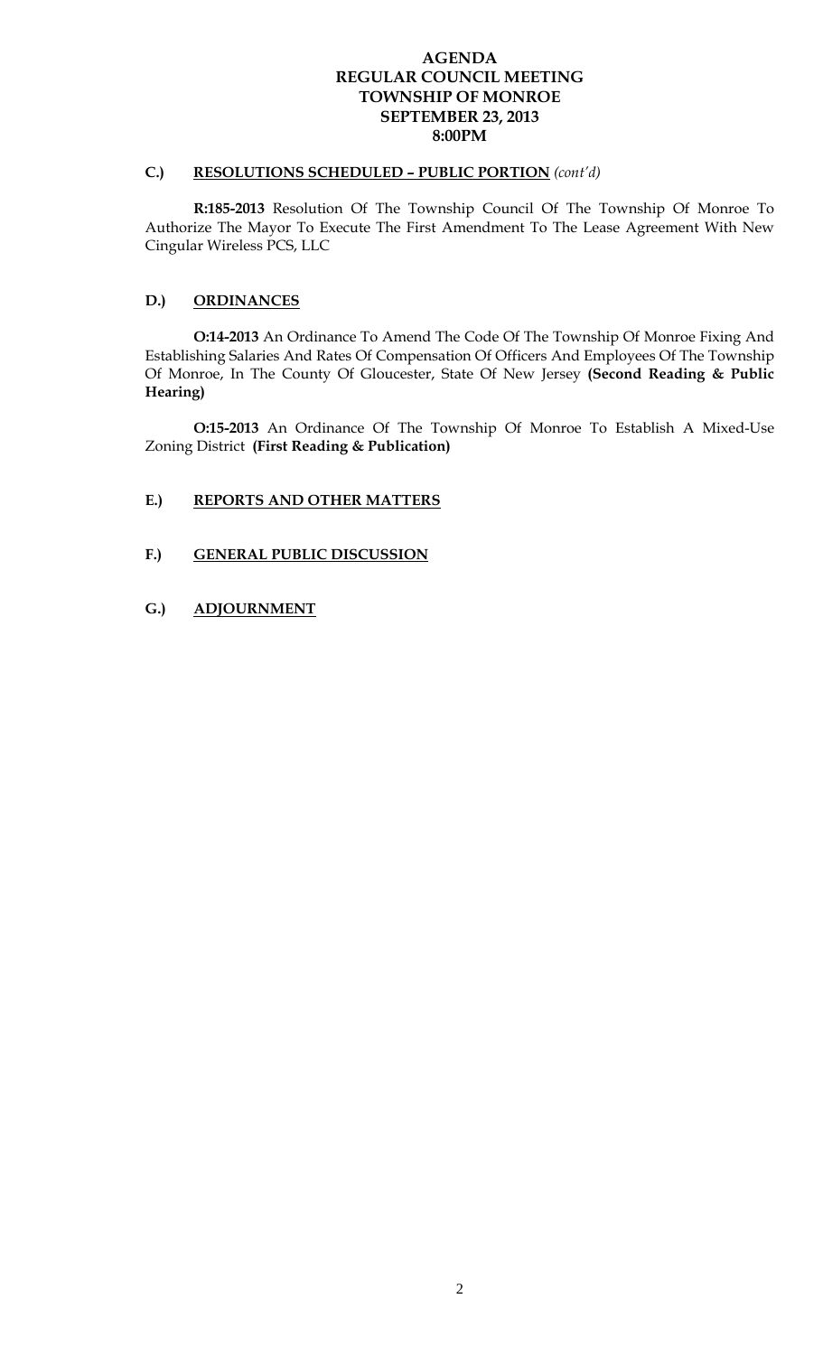# AGENDA
# REGULAR COUNCIL MEETING
# TOWNSHIP OF MONROE
# SEPTEMBER 23, 2013
# 8:00PM

## C.) RESOLUTIONS SCHEDULED – PUBLIC PORTION *(cont'd)*

**R:185-2013** Resolution Of The Township Council Of The Township Of Monroe To Authorize The Mayor To Execute The First Amendment To The Lease Agreement With New Cingular Wireless PCS, LLC

## D.) ORDINANCES

**O:14-2013** An Ordinance To Amend The Code Of The Township Of Monroe Fixing And Establishing Salaries And Rates Of Compensation Of Officers And Employees Of The Township Of Monroe, In The County Of Gloucester, State Of New Jersey **(Second Reading & Public Hearing)**

**O:15-2013** An Ordinance Of The Township Of Monroe To Establish A Mixed-Use Zoning District **(First Reading & Publication)**

## E.) REPORTS AND OTHER MATTERS

## F.) GENERAL PUBLIC DISCUSSION

## G.) ADJOURNMENT